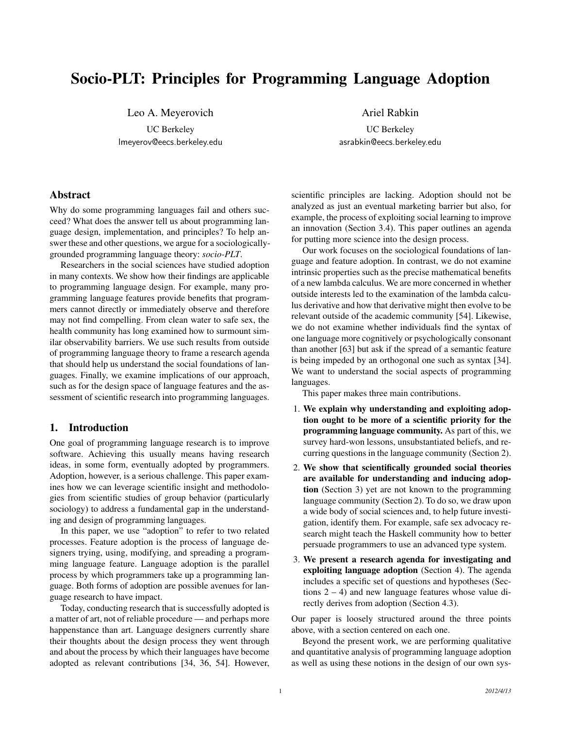# Socio-PLT: Principles for Programming Language Adoption

Leo A. Meyerovich
UC Berkeley
lmeyerov@eecs.berkeley.edu

Ariel Rabkin
UC Berkeley
asrabkin@eecs.berkeley.edu

## Abstract

Why do some programming languages fail and others succeed? What does the answer tell us about programming language design, implementation, and principles? To help answer these and other questions, we argue for a sociologically-grounded programming language theory: *socio-PLT*.

Researchers in the social sciences have studied adoption in many contexts. We show how their findings are applicable to programming language design. For example, many programming language features provide benefits that programmers cannot directly or immediately observe and therefore may not find compelling. From clean water to safe sex, the health community has long examined how to surmount similar observability barriers. We use such results from outside of programming language theory to frame a research agenda that should help us understand the social foundations of languages. Finally, we examine implications of our approach, such as for the design space of language features and the assessment of scientific research into programming languages.

## 1. Introduction

One goal of programming language research is to improve software. Achieving this usually means having research ideas, in some form, eventually adopted by programmers. Adoption, however, is a serious challenge. This paper examines how we can leverage scientific insight and methodologies from scientific studies of group behavior (particularly sociology) to address a fundamental gap in the understanding and design of programming languages.

In this paper, we use "adoption" to refer to two related processes. Feature adoption is the process of language designers trying, using, modifying, and spreading a programming language feature. Language adoption is the parallel process by which programmers take up a programming language. Both forms of adoption are possible avenues for language research to have impact.

Today, conducting research that is successfully adopted is a matter of art, not of reliable procedure — and perhaps more happenstance than art. Language designers currently share their thoughts about the design process they went through and about the process by which their languages have become adopted as relevant contributions [34, 36, 54]. However, scientific principles are lacking. Adoption should not be analyzed as just an eventual marketing barrier but also, for example, the process of exploiting social learning to improve an innovation (Section 3.4). This paper outlines an agenda for putting more science into the design process.

Our work focuses on the sociological foundations of language and feature adoption. In contrast, we do not examine intrinsic properties such as the precise mathematical benefits of a new lambda calculus. We are more concerned in whether outside interests led to the examination of the lambda calculus derivative and how that derivative might then evolve to be relevant outside of the academic community [54]. Likewise, we do not examine whether individuals find the syntax of one language more cognitively or psychologically consonant than another [63] but ask if the spread of a semantic feature is being impeded by an orthogonal one such as syntax [34]. We want to understand the social aspects of programming languages.

This paper makes three main contributions.

1. **We explain why understanding and exploiting adoption ought to be more of a scientific priority for the programming language community.** As part of this, we survey hard-won lessons, unsubstantiated beliefs, and recurring questions in the language community (Section 2).
2. **We show that scientifically grounded social theories are available for understanding and inducing adoption** (Section 3) yet are not known to the programming language community (Section 2). To do so, we draw upon a wide body of social sciences and, to help future investigation, identify them. For example, safe sex advocacy research might teach the Haskell community how to better persuade programmers to use an advanced type system.
3. **We present a research agenda for investigating and exploiting language adoption** (Section 4). The agenda includes a specific set of questions and hypotheses (Sections 2 – 4) and new language features whose value directly derives from adoption (Section 4.3).

Our paper is loosely structured around the three points above, with a section centered on each one.

Beyond the present work, we are performing qualitative and quantitative analysis of programming language adoption as well as using these notions in the design of our own sys-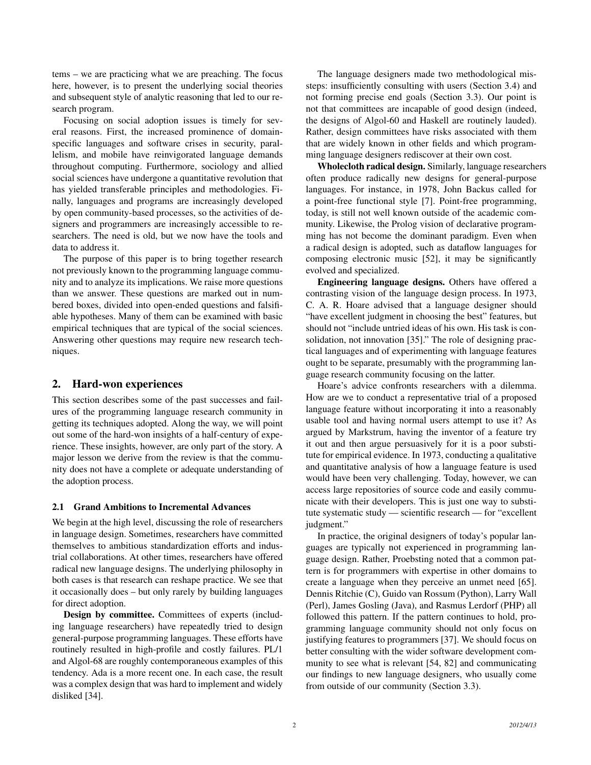tems – we are practicing what we are preaching. The focus here, however, is to present the underlying social theories and subsequent style of analytic reasoning that led to our research program.

Focusing on social adoption issues is timely for several reasons. First, the increased prominence of domain-specific languages and software crises in security, parallelism, and mobile have reinvigorated language demands throughout computing. Furthermore, sociology and allied social sciences have undergone a quantitative revolution that has yielded transferable principles and methodologies. Finally, languages and programs are increasingly developed by open community-based processes, so the activities of designers and programmers are increasingly accessible to researchers. The need is old, but we now have the tools and data to address it.

The purpose of this paper is to bring together research not previously known to the programming language community and to analyze its implications. We raise more questions than we answer. These questions are marked out in numbered boxes, divided into open-ended questions and falsifiable hypotheses. Many of them can be examined with basic empirical techniques that are typical of the social sciences. Answering other questions may require new research techniques.

## 2. Hard-won experiences

This section describes some of the past successes and failures of the programming language research community in getting its techniques adopted. Along the way, we will point out some of the hard-won insights of a half-century of experience. These insights, however, are only part of the story. A major lesson we derive from the review is that the community does not have a complete or adequate understanding of the adoption process.

### 2.1 Grand Ambitions to Incremental Advances

We begin at the high level, discussing the role of researchers in language design. Sometimes, researchers have committed themselves to ambitious standardization efforts and industrial collaborations. At other times, researchers have offered radical new language designs. The underlying philosophy in both cases is that research can reshape practice. We see that it occasionally does – but only rarely by building languages for direct adoption.

**Design by committee.** Committees of experts (including language researchers) have repeatedly tried to design general-purpose programming languages. These efforts have routinely resulted in high-profile and costly failures. PL/1 and Algol-68 are roughly contemporaneous examples of this tendency. Ada is a more recent one. In each case, the result was a complex design that was hard to implement and widely disliked [34].

The language designers made two methodological missteps: insufficiently consulting with users (Section 3.4) and not forming precise end goals (Section 3.3). Our point is not that committees are incapable of good design (indeed, the designs of Algol-60 and Haskell are routinely lauded). Rather, design committees have risks associated with them that are widely known in other fields and which programming language designers rediscover at their own cost.

**Wholecloth radical design.** Similarly, language researchers often produce radically new designs for general-purpose languages. For instance, in 1978, John Backus called for a point-free functional style [7]. Point-free programming, today, is still not well known outside of the academic community. Likewise, the Prolog vision of declarative programming has not become the dominant paradigm. Even when a radical design is adopted, such as dataflow languages for composing electronic music [52], it may be significantly evolved and specialized.

**Engineering language designs.** Others have offered a contrasting vision of the language design process. In 1973, C. A. R. Hoare advised that a language designer should "have excellent judgment in choosing the best" features, but should not "include untried ideas of his own. His task is consolidation, not innovation [35]." The role of designing practical languages and of experimenting with language features ought to be separate, presumably with the programming language research community focusing on the latter.

Hoare's advice confronts researchers with a dilemma. How are we to conduct a representative trial of a proposed language feature without incorporating it into a reasonably usable tool and having normal users attempt to use it? As argued by Markstrum, having the inventor of a feature try it out and then argue persuasively for it is a poor substitute for empirical evidence. In 1973, conducting a qualitative and quantitative analysis of how a language feature is used would have been very challenging. Today, however, we can access large repositories of source code and easily communicate with their developers. This is just one way to substitute systematic study — scientific research — for "excellent judgment."

In practice, the original designers of today's popular languages are typically not experienced in programming language design. Rather, Proebsting noted that a common pattern is for programmers with expertise in other domains to create a language when they perceive an unmet need [65]. Dennis Ritchie (C), Guido van Rossum (Python), Larry Wall (Perl), James Gosling (Java), and Rasmus Lerdorf (PHP) all followed this pattern. If the pattern continues to hold, programming language community should not only focus on justifying features to programmers [37]. We should focus on better consulting with the wider software development community to see what is relevant [54, 82] and communicating our findings to new language designers, who usually come from outside of our community (Section 3.3).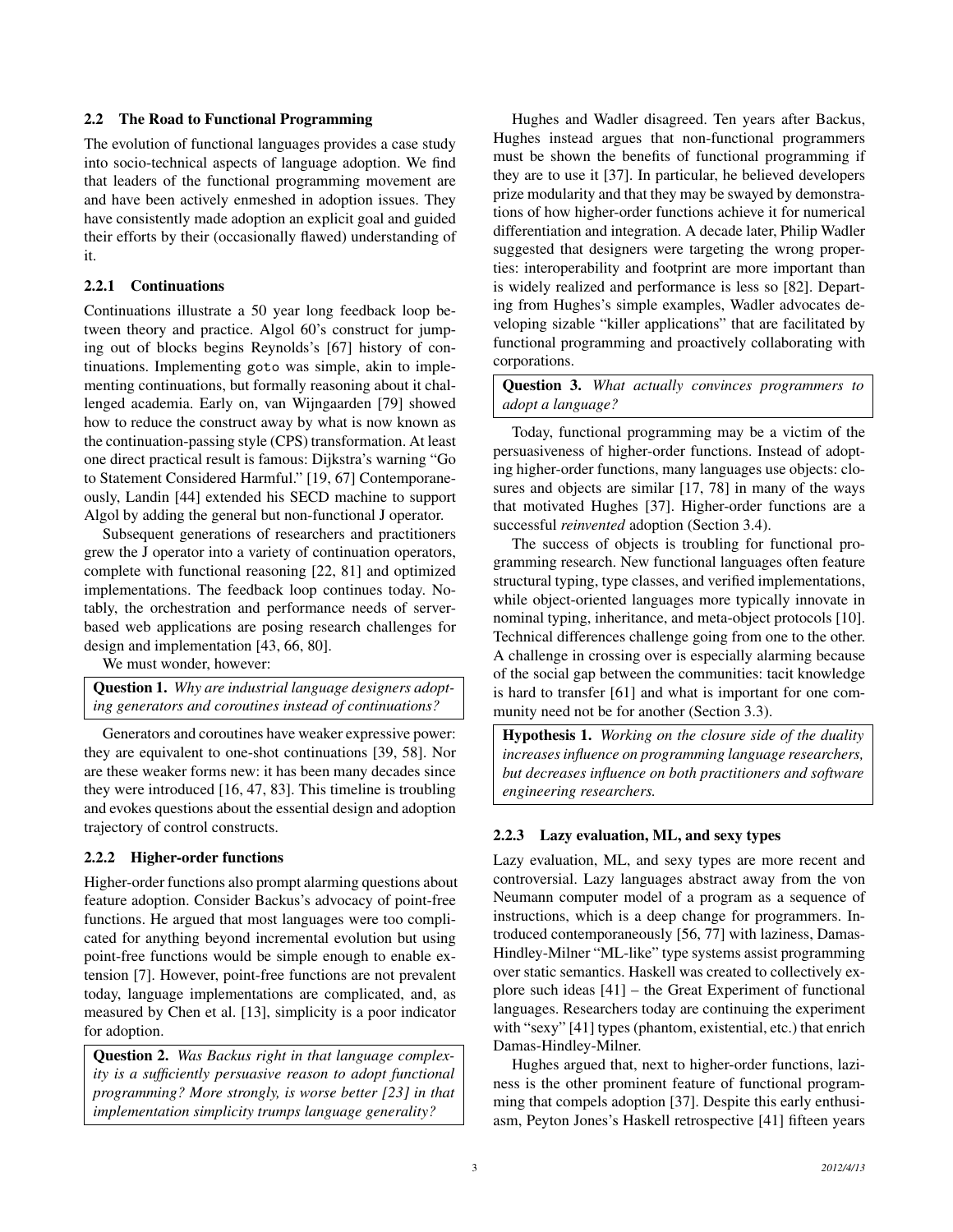### 2.2 The Road to Functional Programming

The evolution of functional languages provides a case study into socio-technical aspects of language adoption. We find that leaders of the functional programming movement are and have been actively enmeshed in adoption issues. They have consistently made adoption an explicit goal and guided their efforts by their (occasionally flawed) understanding of it.

#### 2.2.1 Continuations

Continuations illustrate a 50 year long feedback loop between theory and practice. Algol 60's construct for jumping out of blocks begins Reynolds's [67] history of continuations. Implementing `goto` was simple, akin to implementing continuations, but formally reasoning about it challenged academia. Early on, van Wijngaarden [79] showed how to reduce the construct away by what is now known as the continuation-passing style (CPS) transformation. At least one direct practical result is famous: Dijkstra's warning "Go to Statement Considered Harmful." [19, 67] Contemporaneously, Landin [44] extended his SECD machine to support Algol by adding the general but non-functional J operator.

Subsequent generations of researchers and practitioners grew the J operator into a variety of continuation operators, complete with functional reasoning [22, 81] and optimized implementations. The feedback loop continues today. Notably, the orchestration and performance needs of server-based web applications are posing research challenges for design and implementation [43, 66, 80].

We must wonder, however:

> **Question 1.** *Why are industrial language designers adopting generators and coroutines instead of continuations?*

Generators and coroutines have weaker expressive power: they are equivalent to one-shot continuations [39, 58]. Nor are these weaker forms new: it has been many decades since they were introduced [16, 47, 83]. This timeline is troubling and evokes questions about the essential design and adoption trajectory of control constructs.

#### 2.2.2 Higher-order functions

Higher-order functions also prompt alarming questions about feature adoption. Consider Backus's advocacy of point-free functions. He argued that most languages were too complicated for anything beyond incremental evolution but using point-free functions would be simple enough to enable extension [7]. However, point-free functions are not prevalent today, language implementations are complicated, and, as measured by Chen et al. [13], simplicity is a poor indicator for adoption.

> **Question 2.** *Was Backus right in that language complexity is a sufficiently persuasive reason to adopt functional programming? More strongly, is worse better [23] in that implementation simplicity trumps language generality?*

Hughes and Wadler disagreed. Ten years after Backus, Hughes instead argues that non-functional programmers must be shown the benefits of functional programming if they are to use it [37]. In particular, he believed developers prize modularity and that they may be swayed by demonstrations of how higher-order functions achieve it for numerical differentiation and integration. A decade later, Philip Wadler suggested that designers were targeting the wrong properties: interoperability and footprint are more important than is widely realized and performance is less so [82]. Departing from Hughes's simple examples, Wadler advocates developing sizable "killer applications" that are facilitated by functional programming and proactively collaborating with corporations.

> **Question 3.** *What actually convinces programmers to adopt a language?*

Today, functional programming may be a victim of the persuasiveness of higher-order functions. Instead of adopting higher-order functions, many languages use objects: closures and objects are similar [17, 78] in many of the ways that motivated Hughes [37]. Higher-order functions are a successful *reinvented* adoption (Section 3.4).

The success of objects is troubling for functional programming research. New functional languages often feature structural typing, type classes, and verified implementations, while object-oriented languages more typically innovate in nominal typing, inheritance, and meta-object protocols [10]. Technical differences challenge going from one to the other. A challenge in crossing over is especially alarming because of the social gap between the communities: tacit knowledge is hard to transfer [61] and what is important for one community need not be for another (Section 3.3).

> **Hypothesis 1.** *Working on the closure side of the duality increases influence on programming language researchers, but decreases influence on both practitioners and software engineering researchers.*

#### 2.2.3 Lazy evaluation, ML, and sexy types

Lazy evaluation, ML, and sexy types are more recent and controversial. Lazy languages abstract away from the von Neumann computer model of a program as a sequence of instructions, which is a deep change for programmers. Introduced contemporaneously [56, 77] with laziness, Damas-Hindley-Milner "ML-like" type systems assist programming over static semantics. Haskell was created to collectively explore such ideas [41] – the Great Experiment of functional languages. Researchers today are continuing the experiment with "sexy" [41] types (phantom, existential, etc.) that enrich Damas-Hindley-Milner.

Hughes argued that, next to higher-order functions, laziness is the other prominent feature of functional programming that compels adoption [37]. Despite this early enthusiasm, Peyton Jones's Haskell retrospective [41] fifteen years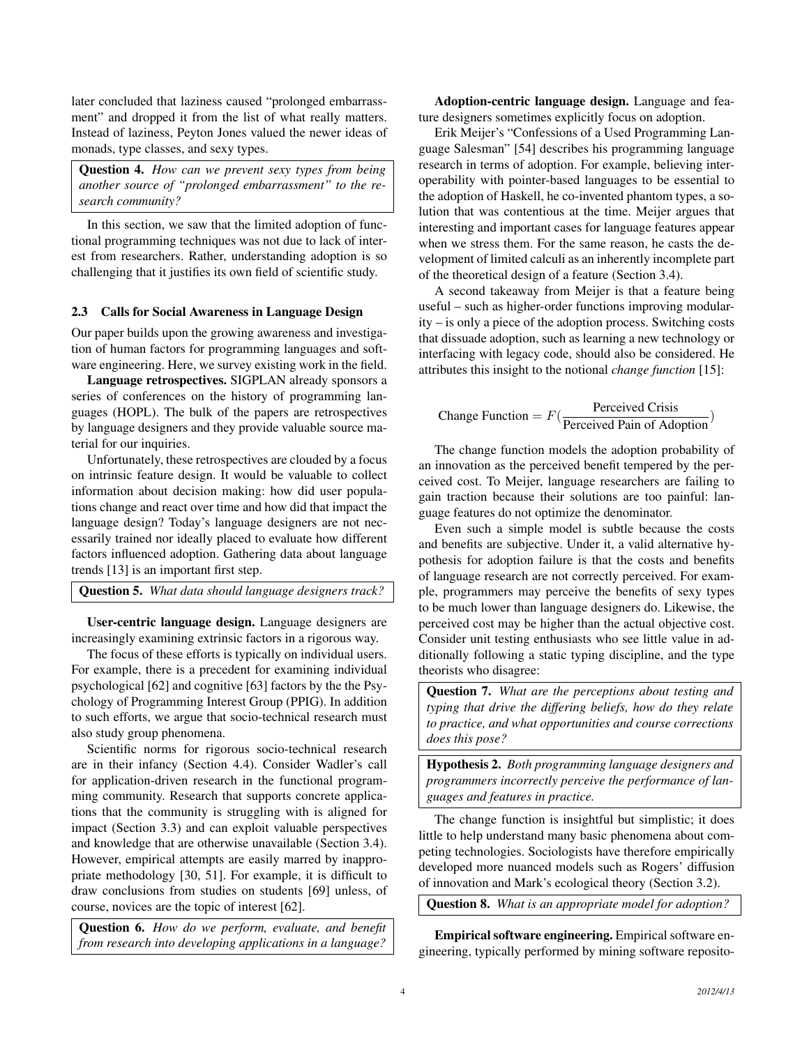later concluded that laziness caused "prolonged embarrassment" and dropped it from the list of what really matters. Instead of laziness, Peyton Jones valued the newer ideas of monads, type classes, and sexy types.

> **Question 4.** *How can we prevent sexy types from being another source of "prolonged embarrassment" to the research community?*

In this section, we saw that the limited adoption of functional programming techniques was not due to lack of interest from researchers. Rather, understanding adoption is so challenging that it justifies its own field of scientific study.

### 2.3 Calls for Social Awareness in Language Design

Our paper builds upon the growing awareness and investigation of human factors for programming languages and software engineering. Here, we survey existing work in the field.

**Language retrospectives.** SIGPLAN already sponsors a series of conferences on the history of programming languages (HOPL). The bulk of the papers are retrospectives by language designers and they provide valuable source material for our inquiries.

Unfortunately, these retrospectives are clouded by a focus on intrinsic feature design. It would be valuable to collect information about decision making: how did user populations change and react over time and how did that impact the language design? Today's language designers are not necessarily trained nor ideally placed to evaluate how different factors influenced adoption. Gathering data about language trends [13] is an important first step.

> **Question 5.** *What data should language designers track?*

**User-centric language design.** Language designers are increasingly examining extrinsic factors in a rigorous way.

The focus of these efforts is typically on individual users. For example, there is a precedent for examining individual psychological [62] and cognitive [63] factors by the the Psychology of Programming Interest Group (PPIG). In addition to such efforts, we argue that socio-technical research must also study group phenomena.

Scientific norms for rigorous socio-technical research are in their infancy (Section 4.4). Consider Wadler's call for application-driven research in the functional programming community. Research that supports concrete applications that the community is struggling with is aligned for impact (Section 3.3) and can exploit valuable perspectives and knowledge that are otherwise unavailable (Section 3.4). However, empirical attempts are easily marred by inappropriate methodology [30, 51]. For example, it is difficult to draw conclusions from studies on students [69] unless, of course, novices are the topic of interest [62].

> **Question 6.** *How do we perform, evaluate, and benefit from research into developing applications in a language?*

**Adoption-centric language design.** Language and feature designers sometimes explicitly focus on adoption.

Erik Meijer's "Confessions of a Used Programming Language Salesman" [54] describes his programming language research in terms of adoption. For example, believing interoperability with pointer-based languages to be essential to the adoption of Haskell, he co-invented phantom types, a solution that was contentious at the time. Meijer argues that interesting and important cases for language features appear when we stress them. For the same reason, he casts the development of limited calculi as an inherently incomplete part of the theoretical design of a feature (Section 3.4).

A second takeaway from Meijer is that a feature being useful – such as higher-order functions improving modularity – is only a piece of the adoption process. Switching costs that dissuade adoption, such as learning a new technology or interfacing with legacy code, should also be considered. He attributes this insight to the notional *change function* [15]:

$$\text{Change Function} = F\left(\frac{\text{Perceived Crisis}}{\text{Perceived Pain of Adoption}}\right)$$

The change function models the adoption probability of an innovation as the perceived benefit tempered by the perceived cost. To Meijer, language researchers are failing to gain traction because their solutions are too painful: language features do not optimize the denominator.

Even such a simple model is subtle because the costs and benefits are subjective. Under it, a valid alternative hypothesis for adoption failure is that the costs and benefits of language research are not correctly perceived. For example, programmers may perceive the benefits of sexy types to be much lower than language designers do. Likewise, the perceived cost may be higher than the actual objective cost. Consider unit testing enthusiasts who see little value in additionally following a static typing discipline, and the type theorists who disagree:

> **Question 7.** *What are the perceptions about testing and typing that drive the differing beliefs, how do they relate to practice, and what opportunities and course corrections does this pose?*

> **Hypothesis 2.** *Both programming language designers and programmers incorrectly perceive the performance of languages and features in practice.*

The change function is insightful but simplistic; it does little to help understand many basic phenomena about competing technologies. Sociologists have therefore empirically developed more nuanced models such as Rogers' diffusion of innovation and Mark's ecological theory (Section 3.2).

> **Question 8.** *What is an appropriate model for adoption?*

**Empirical software engineering.** Empirical software engineering, typically performed by mining software reposito-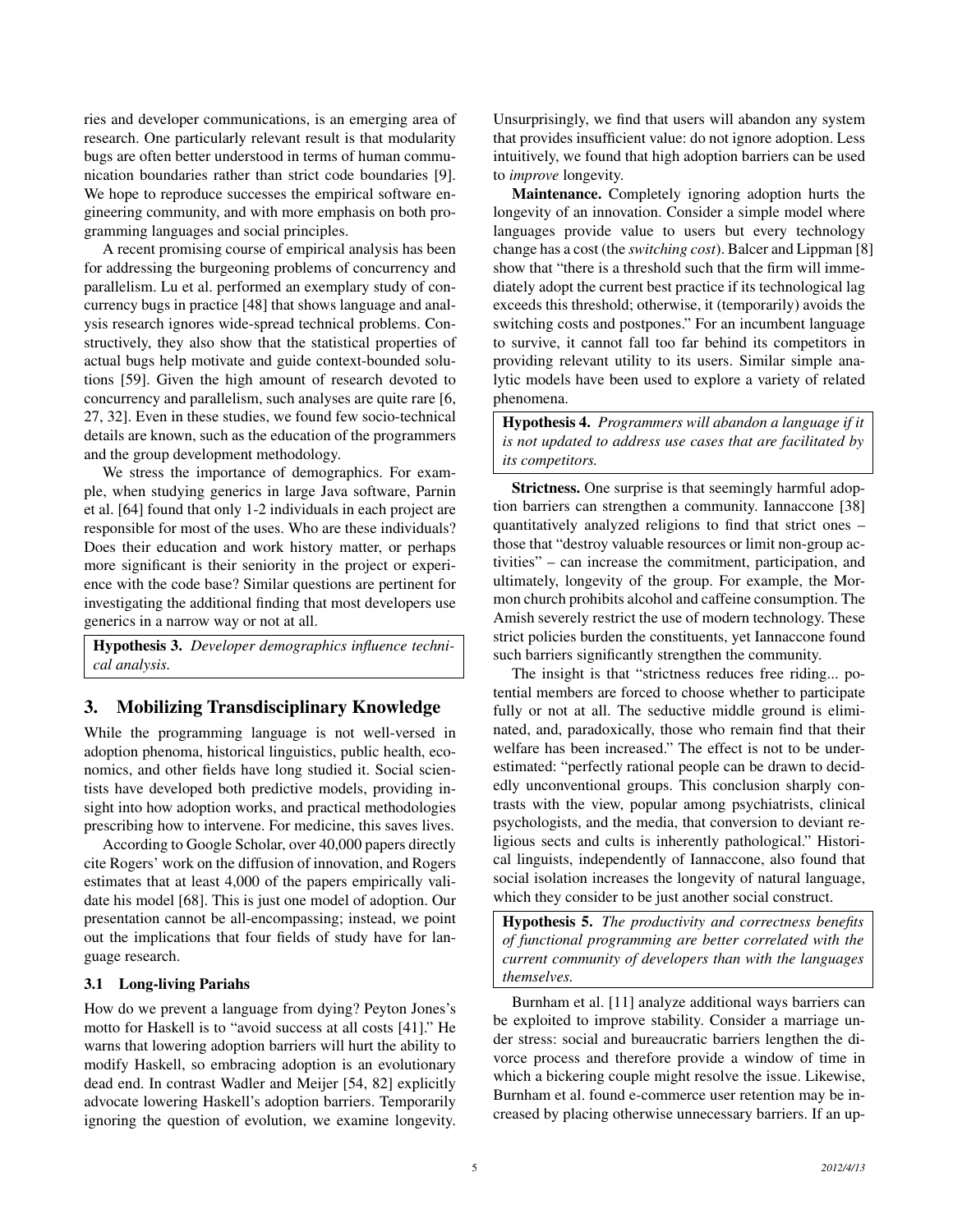ries and developer communications, is an emerging area of research. One particularly relevant result is that modularity bugs are often better understood in terms of human communication boundaries rather than strict code boundaries [9]. We hope to reproduce successes the empirical software engineering community, and with more emphasis on both programming languages and social principles.

A recent promising course of empirical analysis has been for addressing the burgeoning problems of concurrency and parallelism. Lu et al. performed an exemplary study of concurrency bugs in practice [48] that shows language and analysis research ignores wide-spread technical problems. Constructively, they also show that the statistical properties of actual bugs help motivate and guide context-bounded solutions [59]. Given the high amount of research devoted to concurrency and parallelism, such analyses are quite rare [6, 27, 32]. Even in these studies, we found few socio-technical details are known, such as the education of the programmers and the group development methodology.

We stress the importance of demographics. For example, when studying generics in large Java software, Parnin et al. [64] found that only 1-2 individuals in each project are responsible for most of the uses. Who are these individuals? Does their education and work history matter, or perhaps more significant is their seniority in the project or experience with the code base? Similar questions are pertinent for investigating the additional finding that most developers use generics in a narrow way or not at all.

**Hypothesis 3.** *Developer demographics influence technical analysis.*

## 3. Mobilizing Transdisciplinary Knowledge

While the programming language is not well-versed in adoption phenoma, historical linguistics, public health, economics, and other fields have long studied it. Social scientists have developed both predictive models, providing insight into how adoption works, and practical methodologies prescribing how to intervene. For medicine, this saves lives.

According to Google Scholar, over 40,000 papers directly cite Rogers' work on the diffusion of innovation, and Rogers estimates that at least 4,000 of the papers empirically validate his model [68]. This is just one model of adoption. Our presentation cannot be all-encompassing; instead, we point out the implications that four fields of study have for language research.

### 3.1 Long-living Pariahs

How do we prevent a language from dying? Peyton Jones's motto for Haskell is to "avoid success at all costs [41]." He warns that lowering adoption barriers will hurt the ability to modify Haskell, so embracing adoption is an evolutionary dead end. In contrast Wadler and Meijer [54, 82] explicitly advocate lowering Haskell's adoption barriers. Temporarily ignoring the question of evolution, we examine longevity. Unsurprisingly, we find that users will abandon any system that provides insufficient value: do not ignore adoption. Less intuitively, we found that high adoption barriers can be used to *improve* longevity.

**Maintenance.** Completely ignoring adoption hurts the longevity of an innovation. Consider a simple model where languages provide value to users but every technology change has a cost (the *switching cost*). Balcer and Lippman [8] show that "there is a threshold such that the firm will immediately adopt the current best practice if its technological lag exceeds this threshold; otherwise, it (temporarily) avoids the switching costs and postpones." For an incumbent language to survive, it cannot fall too far behind its competitors in providing relevant utility to its users. Similar simple analytic models have been used to explore a variety of related phenomena.

**Hypothesis 4.** *Programmers will abandon a language if it is not updated to address use cases that are facilitated by its competitors.*

**Strictness.** One surprise is that seemingly harmful adoption barriers can strengthen a community. Iannaccone [38] quantitatively analyzed religions to find that strict ones – those that "destroy valuable resources or limit non-group activities" – can increase the commitment, participation, and ultimately, longevity of the group. For example, the Mormon church prohibits alcohol and caffeine consumption. The Amish severely restrict the use of modern technology. These strict policies burden the constituents, yet Iannaccone found such barriers significantly strengthen the community.

The insight is that "strictness reduces free riding... potential members are forced to choose whether to participate fully or not at all. The seductive middle ground is eliminated, and, paradoxically, those who remain find that their welfare has been increased." The effect is not to be underestimated: "perfectly rational people can be drawn to decidedly unconventional groups. This conclusion sharply contrasts with the view, popular among psychiatrists, clinical psychologists, and the media, that conversion to deviant religious sects and cults is inherently pathological." Historical linguists, independently of Iannaccone, also found that social isolation increases the longevity of natural language, which they consider to be just another social construct.

**Hypothesis 5.** *The productivity and correctness benefits of functional programming are better correlated with the current community of developers than with the languages themselves.*

Burnham et al. [11] analyze additional ways barriers can be exploited to improve stability. Consider a marriage under stress: social and bureaucratic barriers lengthen the divorce process and therefore provide a window of time in which a bickering couple might resolve the issue. Likewise, Burnham et al. found e-commerce user retention may be increased by placing otherwise unnecessary barriers. If an up-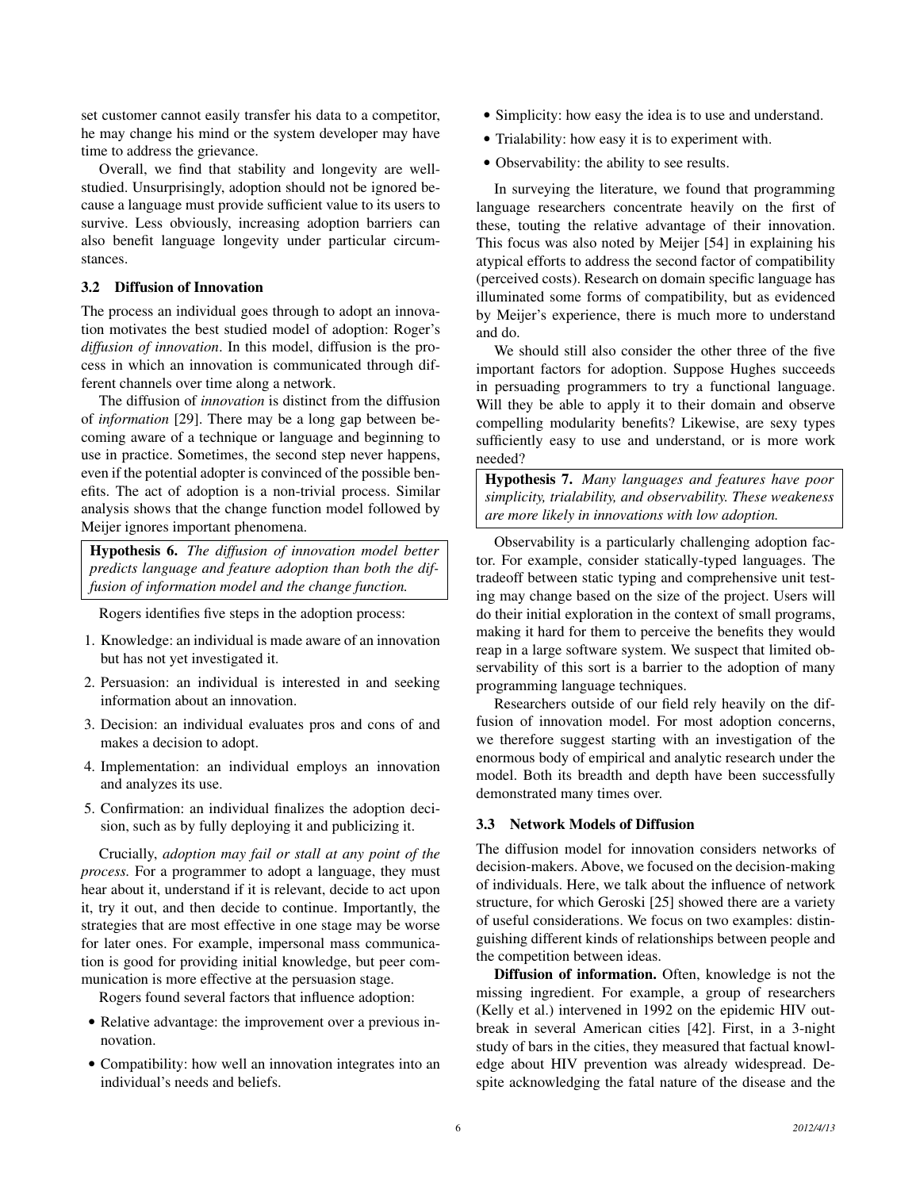set customer cannot easily transfer his data to a competitor, he may change his mind or the system developer may have time to address the grievance.

Overall, we find that stability and longevity are well-studied. Unsurprisingly, adoption should not be ignored because a language must provide sufficient value to its users to survive. Less obviously, increasing adoption barriers can also benefit language longevity under particular circumstances.

### 3.2 Diffusion of Innovation

The process an individual goes through to adopt an innovation motivates the best studied model of adoption: Roger's *diffusion of innovation*. In this model, diffusion is the process in which an innovation is communicated through different channels over time along a network.

The diffusion of *innovation* is distinct from the diffusion of *information* [29]. There may be a long gap between becoming aware of a technique or language and beginning to use in practice. Sometimes, the second step never happens, even if the potential adopter is convinced of the possible benefits. The act of adoption is a non-trivial process. Similar analysis shows that the change function model followed by Meijer ignores important phenomena.

> **Hypothesis 6.** *The diffusion of innovation model better predicts language and feature adoption than both the diffusion of information model and the change function.*

Rogers identifies five steps in the adoption process:

1. Knowledge: an individual is made aware of an innovation but has not yet investigated it.
2. Persuasion: an individual is interested in and seeking information about an innovation.
3. Decision: an individual evaluates pros and cons of and makes a decision to adopt.
4. Implementation: an individual employs an innovation and analyzes its use.
5. Confirmation: an individual finalizes the adoption decision, such as by fully deploying it and publicizing it.

Crucially, *adoption may fail or stall at any point of the process.* For a programmer to adopt a language, they must hear about it, understand if it is relevant, decide to act upon it, try it out, and then decide to continue. Importantly, the strategies that are most effective in one stage may be worse for later ones. For example, impersonal mass communication is good for providing initial knowledge, but peer communication is more effective at the persuasion stage.

Rogers found several factors that influence adoption:

- Relative advantage: the improvement over a previous innovation.
- Compatibility: how well an innovation integrates into an individual's needs and beliefs.
- Simplicity: how easy the idea is to use and understand.
- Trialability: how easy it is to experiment with.
- Observability: the ability to see results.

In surveying the literature, we found that programming language researchers concentrate heavily on the first of these, touting the relative advantage of their innovation. This focus was also noted by Meijer [54] in explaining his atypical efforts to address the second factor of compatibility (perceived costs). Research on domain specific language has illuminated some forms of compatibility, but as evidenced by Meijer's experience, there is much more to understand and do.

We should still also consider the other three of the five important factors for adoption. Suppose Hughes succeeds in persuading programmers to try a functional language. Will they be able to apply it to their domain and observe compelling modularity benefits? Likewise, are sexy types sufficiently easy to use and understand, or is more work needed?

> **Hypothesis 7.** *Many languages and features have poor simplicity, trialability, and observability. These wekeness are more likely in innovations with low adoption.*

Observability is a particularly challenging adoption factor. For example, consider statically-typed languages. The tradeoff between static typing and comprehensive unit testing may change based on the size of the project. Users will do their initial exploration in the context of small programs, making it hard for them to perceive the benefits they would reap in a large software system. We suspect that limited observability of this sort is a barrier to the adoption of many programming language techniques.

Researchers outside of our field rely heavily on the diffusion of innovation model. For most adoption concerns, we therefore suggest starting with an investigation of the enormous body of empirical and analytic research under the model. Both its breadth and depth have been successfully demonstrated many times over.

### 3.3 Network Models of Diffusion

The diffusion model for innovation considers networks of decision-makers. Above, we focused on the decision-making of individuals. Here, we talk about the influence of network structure, for which Geroski [25] showed there are a variety of useful considerations. We focus on two examples: distinguishing different kinds of relationships between people and the competition between ideas.

**Diffusion of information.** Often, knowledge is not the missing ingredient. For example, a group of researchers (Kelly et al.) intervened in 1992 on the epidemic HIV outbreak in several American cities [42]. First, in a 3-night study of bars in the cities, they measured that factual knowledge about HIV prevention was already widespread. Despite acknowledging the fatal nature of the disease and the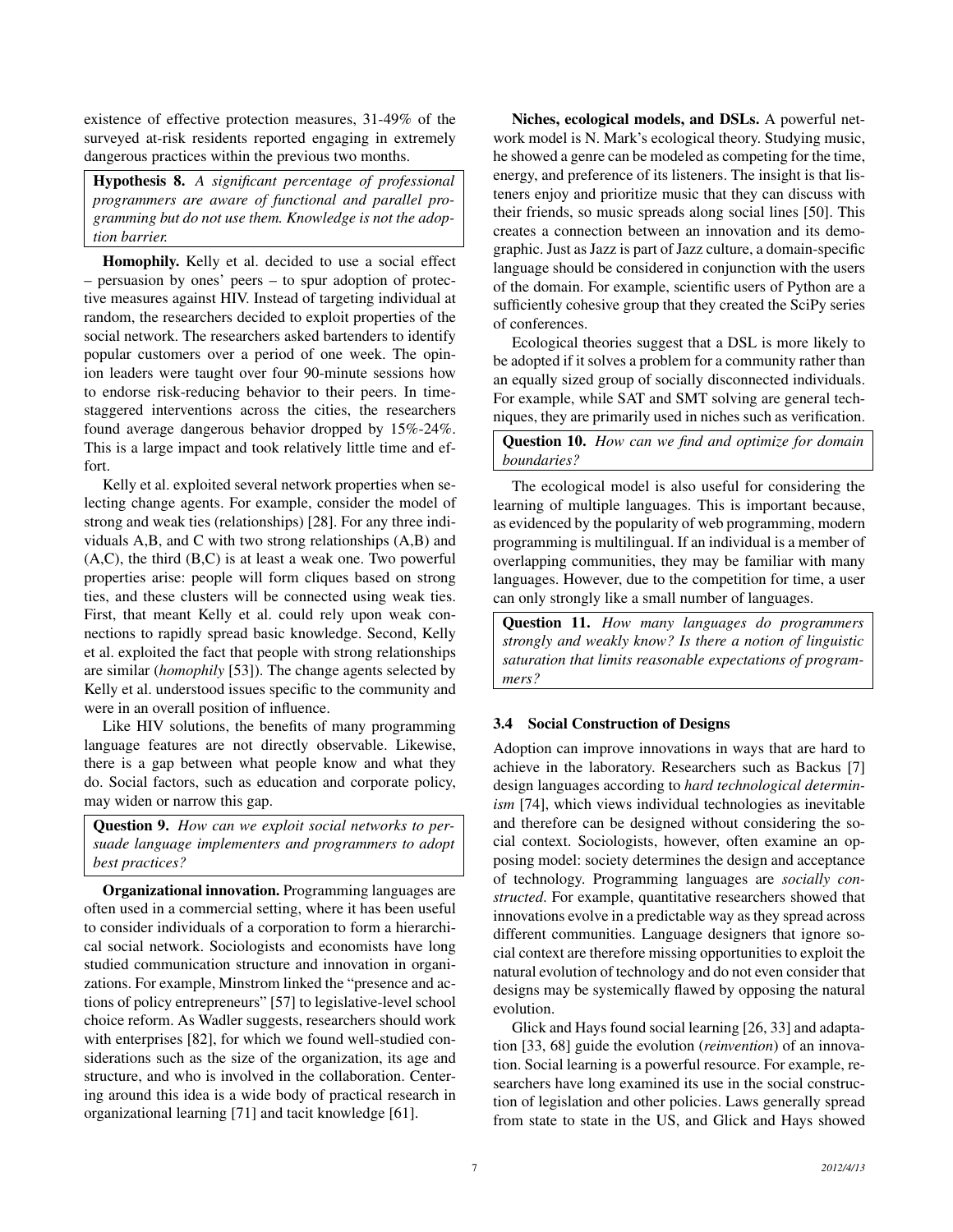existence of effective protection measures, 31-49% of the surveyed at-risk residents reported engaging in extremely dangerous practices within the previous two months.

**Hypothesis 8.** *A significant percentage of professional programmers are aware of functional and parallel programming but do not use them. Knowledge is not the adoption barrier.*

**Homophily.** Kelly et al. decided to use a social effect – persuasion by ones' peers – to spur adoption of protective measures against HIV. Instead of targeting individual at random, the researchers decided to exploit properties of the social network. The researchers asked bartenders to identify popular customers over a period of one week. The opinion leaders were taught over four 90-minute sessions how to endorse risk-reducing behavior to their peers. In time-staggered interventions across the cities, the researchers found average dangerous behavior dropped by 15%-24%. This is a large impact and took relatively little time and effort.

Kelly et al. exploited several network properties when selecting change agents. For example, consider the model of strong and weak ties (relationships) [28]. For any three individuals A,B, and C with two strong relationships (A,B) and (A,C), the third (B,C) is at least a weak one. Two powerful properties arise: people will form cliques based on strong ties, and these clusters will be connected using weak ties. First, that meant Kelly et al. could rely upon weak connections to rapidly spread basic knowledge. Second, Kelly et al. exploited the fact that people with strong relationships are similar (*homophily* [53]). The change agents selected by Kelly et al. understood issues specific to the community and were in an overall position of influence.

Like HIV solutions, the benefits of many programming language features are not directly observable. Likewise, there is a gap between what people know and what they do. Social factors, such as education and corporate policy, may widen or narrow this gap.

**Question 9.** *How can we exploit social networks to persuade language implementers and programmers to adopt best practices?*

**Organizational innovation.** Programming languages are often used in a commercial setting, where it has been useful to consider individuals of a corporation to form a hierarchical social network. Sociologists and economists have long studied communication structure and innovation in organizations. For example, Minstrom linked the "presence and actions of policy entrepreneurs" [57] to legislative-level school choice reform. As Wadler suggests, researchers should work with enterprises [82], for which we found well-studied considerations such as the size of the organization, its age and structure, and who is involved in the collaboration. Centering around this idea is a wide body of practical research in organizational learning [71] and tacit knowledge [61].

**Niches, ecological models, and DSLs.** A powerful network model is N. Mark's ecological theory. Studying music, he showed a genre can be modeled as competing for the time, energy, and preference of its listeners. The insight is that listeners enjoy and prioritize music that they can discuss with their friends, so music spreads along social lines [50]. This creates a connection between an innovation and its demographic. Just as Jazz is part of Jazz culture, a domain-specific language should be considered in conjunction with the users of the domain. For example, scientific users of Python are a sufficiently cohesive group that they created the SciPy series of conferences.

Ecological theories suggest that a DSL is more likely to be adopted if it solves a problem for a community rather than an equally sized group of socially disconnected individuals. For example, while SAT and SMT solving are general techniques, they are primarily used in niches such as verification.

**Question 10.** *How can we find and optimize for domain boundaries?*

The ecological model is also useful for considering the learning of multiple languages. This is important because, as evidenced by the popularity of web programming, modern programming is multilingual. If an individual is a member of overlapping communities, they may be familiar with many languages. However, due to the competition for time, a user can only strongly like a small number of languages.

**Question 11.** *How many languages do programmers strongly and weakly know? Is there a notion of linguistic saturation that limits reasonable expectations of programmers?*

### 3.4 Social Construction of Designs

Adoption can improve innovations in ways that are hard to achieve in the laboratory. Researchers such as Backus [7] design languages according to *hard technological determinism* [74], which views individual technologies as inevitable and therefore can be designed without considering the social context. Sociologists, however, often examine an opposing model: society determines the design and acceptance of technology. Programming languages are *socially constructed*. For example, quantitative researchers showed that innovations evolve in a predictable way as they spread across different communities. Language designers that ignore social context are therefore missing opportunities to exploit the natural evolution of technology and do not even consider that designs may be systemically flawed by opposing the natural evolution.

Glick and Hays found social learning [26, 33] and adaptation [33, 68] guide the evolution (*reinvention*) of an innovation. Social learning is a powerful resource. For example, researchers have long examined its use in the social construction of legislation and other policies. Laws generally spread from state to state in the US, and Glick and Hays showed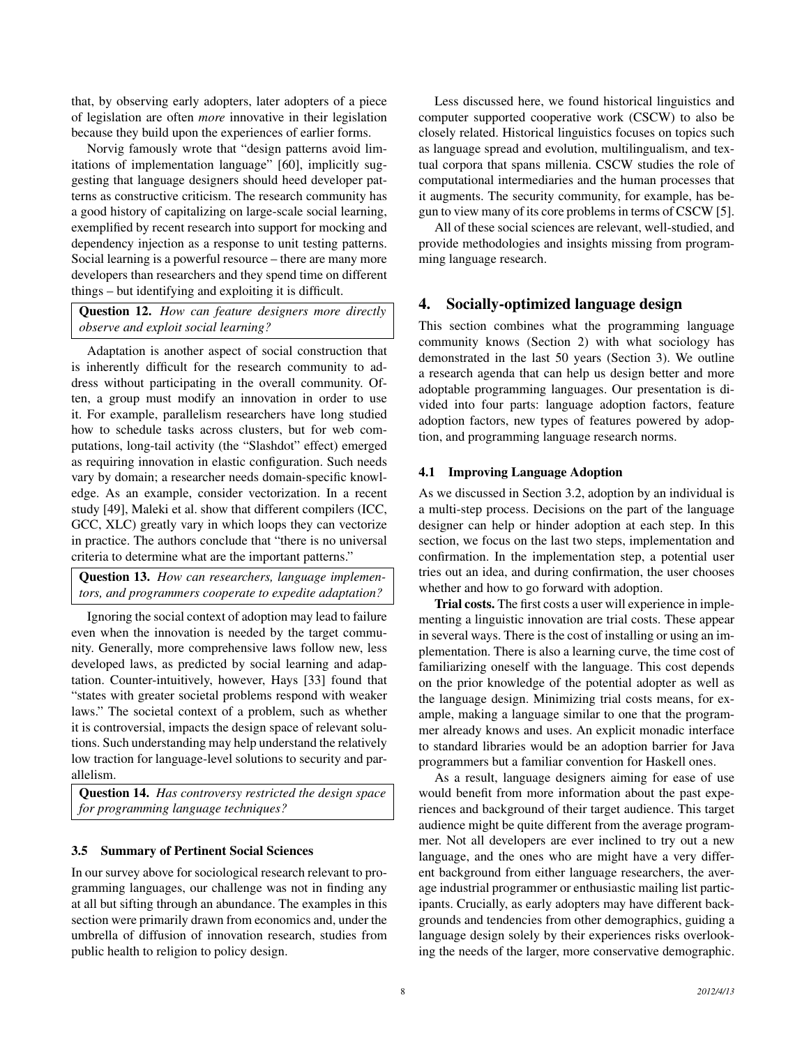that, by observing early adopters, later adopters of a piece of legislation are often *more* innovative in their legislation because they build upon the experiences of earlier forms.

Norvig famously wrote that "design patterns avoid limitations of implementation language" [60], implicitly suggesting that language designers should heed developer patterns as constructive criticism. The research community has a good history of capitalizing on large-scale social learning, exemplified by recent research into support for mocking and dependency injection as a response to unit testing patterns. Social learning is a powerful resource – there are many more developers than researchers and they spend time on different things – but identifying and exploiting it is difficult.

**Question 12.** *How can feature designers more directly observe and exploit social learning?*

Adaptation is another aspect of social construction that is inherently difficult for the research community to address without participating in the overall community. Often, a group must modify an innovation in order to use it. For example, parallelism researchers have long studied how to schedule tasks across clusters, but for web computations, long-tail activity (the "Slashdot" effect) emerged as requiring innovation in elastic configuration. Such needs vary by domain; a researcher needs domain-specific knowledge. As an example, consider vectorization. In a recent study [49], Maleki et al. show that different compilers (ICC, GCC, XLC) greatly vary in which loops they can vectorize in practice. The authors conclude that "there is no universal criteria to determine what are the important patterns."

**Question 13.** *How can researchers, language implementors, and programmers cooperate to expedite adaptation?*

Ignoring the social context of adoption may lead to failure even when the innovation is needed by the target community. Generally, more comprehensive laws follow new, less developed laws, as predicted by social learning and adaptation. Counter-intuitively, however, Hays [33] found that "states with greater societal problems respond with weaker laws." The societal context of a problem, such as whether it is controversial, impacts the design space of relevant solutions. Such understanding may help understand the relatively low traction for language-level solutions to security and parallelism.

**Question 14.** *Has controversy restricted the design space for programming language techniques?*

### 3.5 Summary of Pertinent Social Sciences

In our survey above for sociological research relevant to programming languages, our challenge was not in finding any at all but sifting through an abundance. The examples in this section were primarily drawn from economics and, under the umbrella of diffusion of innovation research, studies from public health to religion to policy design.

Less discussed here, we found historical linguistics and computer supported cooperative work (CSCW) to also be closely related. Historical linguistics focuses on topics such as language spread and evolution, multilingualism, and textual corpora that spans millenia. CSCW studies the role of computational intermediaries and the human processes that it augments. The security community, for example, has begun to view many of its core problems in terms of CSCW [5].

All of these social sciences are relevant, well-studied, and provide methodologies and insights missing from programming language research.

## 4. Socially-optimized language design

This section combines what the programming language community knows (Section 2) with what sociology has demonstrated in the last 50 years (Section 3). We outline a research agenda that can help us design better and more adoptable programming languages. Our presentation is divided into four parts: language adoption factors, feature adoption factors, new types of features powered by adoption, and programming language research norms.

### 4.1 Improving Language Adoption

As we discussed in Section 3.2, adoption by an individual is a multi-step process. Decisions on the part of the language designer can help or hinder adoption at each step. In this section, we focus on the last two steps, implementation and confirmation. In the implementation step, a potential user tries out an idea, and during confirmation, the user chooses whether and how to go forward with adoption.

**Trial costs.** The first costs a user will experience in implementing a linguistic innovation are trial costs. These appear in several ways. There is the cost of installing or using an implementation. There is also a learning curve, the time cost of familiarizing oneself with the language. This cost depends on the prior knowledge of the potential adopter as well as the language design. Minimizing trial costs means, for example, making a language similar to one that the programmer already knows and uses. An explicit monadic interface to standard libraries would be an adoption barrier for Java programmers but a familiar convention for Haskell ones.

As a result, language designers aiming for ease of use would benefit from more information about the past experiences and background of their target audience. This target audience might be quite different from the average programmer. Not all developers are ever inclined to try out a new language, and the ones who are might have a very different background from either language researchers, the average industrial programmer or enthusiastic mailing list participants. Crucially, as early adopters may have different backgrounds and tendencies from other demographics, guiding a language design solely by their experiences risks overlooking the needs of the larger, more conservative demographic.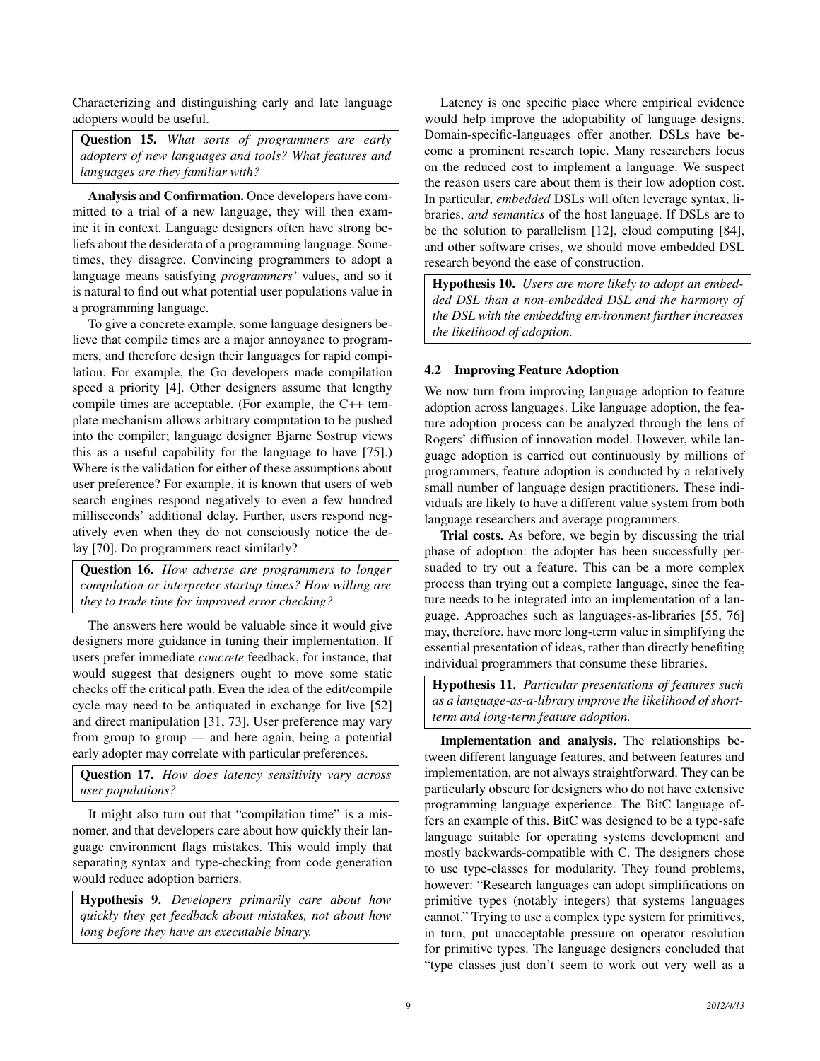Characterizing and distinguishing early and late language adopters would be useful.

> **Question 15.** *What sorts of programmers are early adopters of new languages and tools? What features and languages are they familiar with?*

**Analysis and Confirmation.** Once developers have committed to a trial of a new language, they will then examine it in context. Language designers often have strong beliefs about the desiderata of a programming language. Sometimes, they disagree. Convincing programmers to adopt a language means satisfying *programmers'* values, and so it is natural to find out what potential user populations value in a programming language.

To give a concrete example, some language designers believe that compile times are a major annoyance to programmers, and therefore design their languages for rapid compilation. For example, the Go developers made compilation speed a priority [4]. Other designers assume that lengthy compile times are acceptable. (For example, the C++ template mechanism allows arbitrary computation to be pushed into the compiler; language designer Bjarne Sostrup views this as a useful capability for the language to have [75].) Where is the validation for either of these assumptions about user preference? For example, it is known that users of web search engines respond negatively to even a few hundred milliseconds' additional delay. Further, users respond negatively even when they do not consciously notice the delay [70]. Do programmers react similarly?

> **Question 16.** *How adverse are programmers to longer compilation or interpreter startup times? How willing are they to trade time for improved error checking?*

The answers here would be valuable since it would give designers more guidance in tuning their implementation. If users prefer immediate *concrete* feedback, for instance, that would suggest that designers ought to move some static checks off the critical path. Even the idea of the edit/compile cycle may need to be antiquated in exchange for live [52] and direct manipulation [31, 73]. User preference may vary from group to group — and here again, being a potential early adopter may correlate with particular preferences.

> **Question 17.** *How does latency sensitivity vary across user populations?*

It might also turn out that "compilation time" is a misnomer, and that developers care about how quickly their language environment flags mistakes. This would imply that separating syntax and type-checking from code generation would reduce adoption barriers.

> **Hypothesis 9.** *Developers primarily care about how quickly they get feedback about mistakes, not about how long before they have an executable binary.*

Latency is one specific place where empirical evidence would help improve the adoptability of language designs. Domain-specific-languages offer another. DSLs have become a prominent research topic. Many researchers focus on the reduced cost to implement a language. We suspect the reason users care about them is their low adoption cost. In particular, *embedded* DSLs will often leverage syntax, libraries, *and semantics* of the host language. If DSLs are to be the solution to parallelism [12], cloud computing [84], and other software crises, we should move embedded DSL research beyond the ease of construction.

> **Hypothesis 10.** *Users are more likely to adopt an embedded DSL than a non-embedded DSL and the harmony of the DSL with the embedding environment further increases the likelihood of adoption.*

### 4.2 Improving Feature Adoption

We now turn from improving language adoption to feature adoption across languages. Like language adoption, the feature adoption process can be analyzed through the lens of Rogers' diffusion of innovation model. However, while language adoption is carried out continuously by millions of programmers, feature adoption is conducted by a relatively small number of language design practitioners. These individuals are likely to have a different value system from both language researchers and average programmers.

**Trial costs.** As before, we begin by discussing the trial phase of adoption: the adopter has been successfully persuaded to try out a feature. This can be a more complex process than trying out a complete language, since the feature needs to be integrated into an implementation of a language. Approaches such as languages-as-libraries [55, 76] may, therefore, have more long-term value in simplifying the essential presentation of ideas, rather than directly benefiting individual programmers that consume these libraries.

> **Hypothesis 11.** *Particular presentations of features such as a language-as-a-library improve the likelihood of short-term and long-term feature adoption.*

**Implementation and analysis.** The relationships between different language features, and between features and implementation, are not always straightforward. They can be particularly obscure for designers who do not have extensive programming language experience. The BitC language offers an example of this. BitC was designed to be a type-safe language suitable for operating systems development and mostly backwards-compatible with C. The designers chose to use type-classes for modularity. They found problems, however: "Research languages can adopt simplifications on primitive types (notably integers) that systems languages cannot." Trying to use a complex type system for primitives, in turn, put unacceptable pressure on operator resolution for primitive types. The language designers concluded that "type classes just don't seem to work out very well as a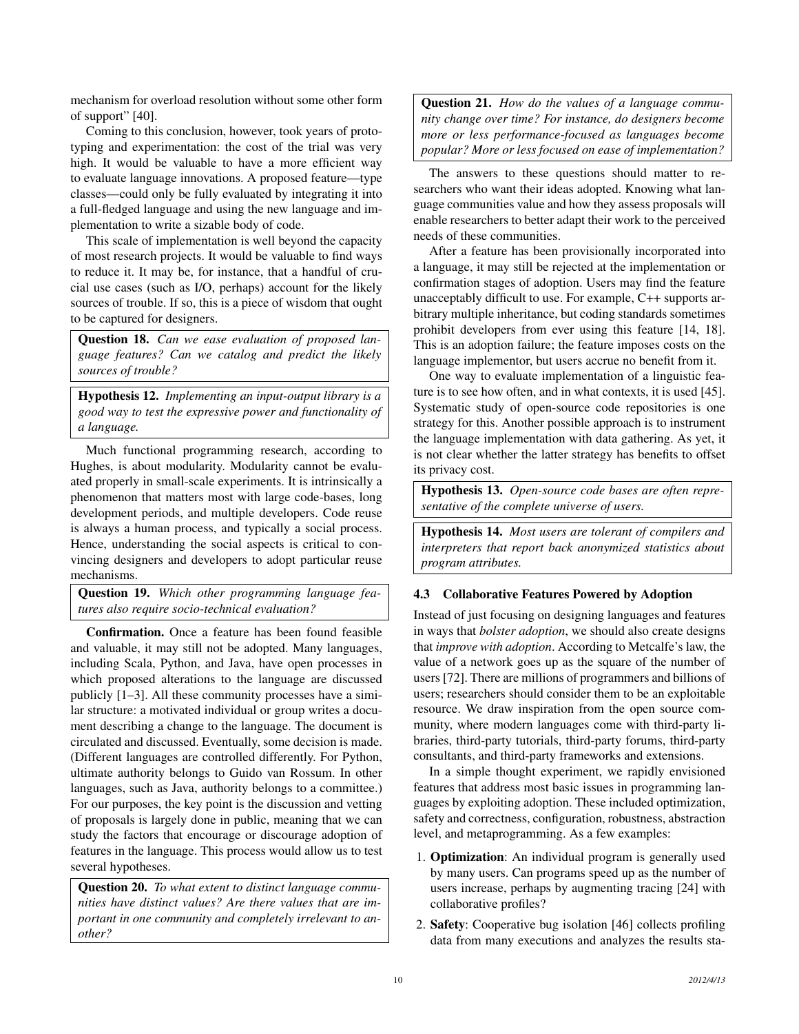mechanism for overload resolution without some other form of support" [40].

Coming to this conclusion, however, took years of prototyping and experimentation: the cost of the trial was very high. It would be valuable to have a more efficient way to evaluate language innovations. A proposed feature—type classes—could only be fully evaluated by integrating it into a full-fledged language and using the new language and implementation to write a sizable body of code.

This scale of implementation is well beyond the capacity of most research projects. It would be valuable to find ways to reduce it. It may be, for instance, that a handful of crucial use cases (such as I/O, perhaps) account for the likely sources of trouble. If so, this is a piece of wisdom that ought to be captured for designers.

**Question 18.** *Can we ease evaluation of proposed language features? Can we catalog and predict the likely sources of trouble?*

**Hypothesis 12.** *Implementing an input-output library is a good way to test the expressive power and functionality of a language.*

Much functional programming research, according to Hughes, is about modularity. Modularity cannot be evaluated properly in small-scale experiments. It is intrinsically a phenomenon that matters most with large code-bases, long development periods, and multiple developers. Code reuse is always a human process, and typically a social process. Hence, understanding the social aspects is critical to convincing designers and developers to adopt particular reuse mechanisms.

**Question 19.** *Which other programming language features also require socio-technical evaluation?*

**Confirmation.** Once a feature has been found feasible and valuable, it may still not be adopted. Many languages, including Scala, Python, and Java, have open processes in which proposed alterations to the language are discussed publicly [1–3]. All these community processes have a similar structure: a motivated individual or group writes a document describing a change to the language. The document is circulated and discussed. Eventually, some decision is made. (Different languages are controlled differently. For Python, ultimate authority belongs to Guido van Rossum. In other languages, such as Java, authority belongs to a committee.) For our purposes, the key point is the discussion and vetting of proposals is largely done in public, meaning that we can study the factors that encourage or discourage adoption of features in the language. This process would allow us to test several hypotheses.

**Question 20.** *To what extent to distinct language communities have distinct values? Are there values that are important in one community and completely irrelevant to another?*

**Question 21.** *How do the values of a language community change over time? For instance, do designers become more or less performance-focused as languages become popular? More or less focused on ease of implementation?*

The answers to these questions should matter to researchers who want their ideas adopted. Knowing what language communities value and how they assess proposals will enable researchers to better adapt their work to the perceived needs of these communities.

After a feature has been provisionally incorporated into a language, it may still be rejected at the implementation or confirmation stages of adoption. Users may find the feature unacceptably difficult to use. For example, C++ supports arbitrary multiple inheritance, but coding standards sometimes prohibit developers from ever using this feature [14, 18]. This is an adoption failure; the feature imposes costs on the language implementor, but users accrue no benefit from it.

One way to evaluate implementation of a linguistic feature is to see how often, and in what contexts, it is used [45]. Systematic study of open-source code repositories is one strategy for this. Another possible approach is to instrument the language implementation with data gathering. As yet, it is not clear whether the latter strategy has benefits to offset its privacy cost.

**Hypothesis 13.** *Open-source code bases are often representative of the complete universe of users.*

**Hypothesis 14.** *Most users are tolerant of compilers and interpreters that report back anonymized statistics about program attributes.*

### 4.3 Collaborative Features Powered by Adoption

Instead of just focusing on designing languages and features in ways that *bolster adoption*, we should also create designs that *improve with adoption*. According to Metcalfe's law, the value of a network goes up as the square of the number of users [72]. There are millions of programmers and billions of users; researchers should consider them to be an exploitable resource. We draw inspiration from the open source community, where modern languages come with third-party libraries, third-party tutorials, third-party forums, third-party consultants, and third-party frameworks and extensions.

In a simple thought experiment, we rapidly envisioned features that address most basic issues in programming languages by exploiting adoption. These included optimization, safety and correctness, configuration, robustness, abstraction level, and metaprogramming. As a few examples:

1. **Optimization**: An individual program is generally used by many users. Can programs speed up as the number of users increase, perhaps by augmenting tracing [24] with collaborative profiles?
2. **Safety**: Cooperative bug isolation [46] collects profiling data from many executions and analyzes the results sta-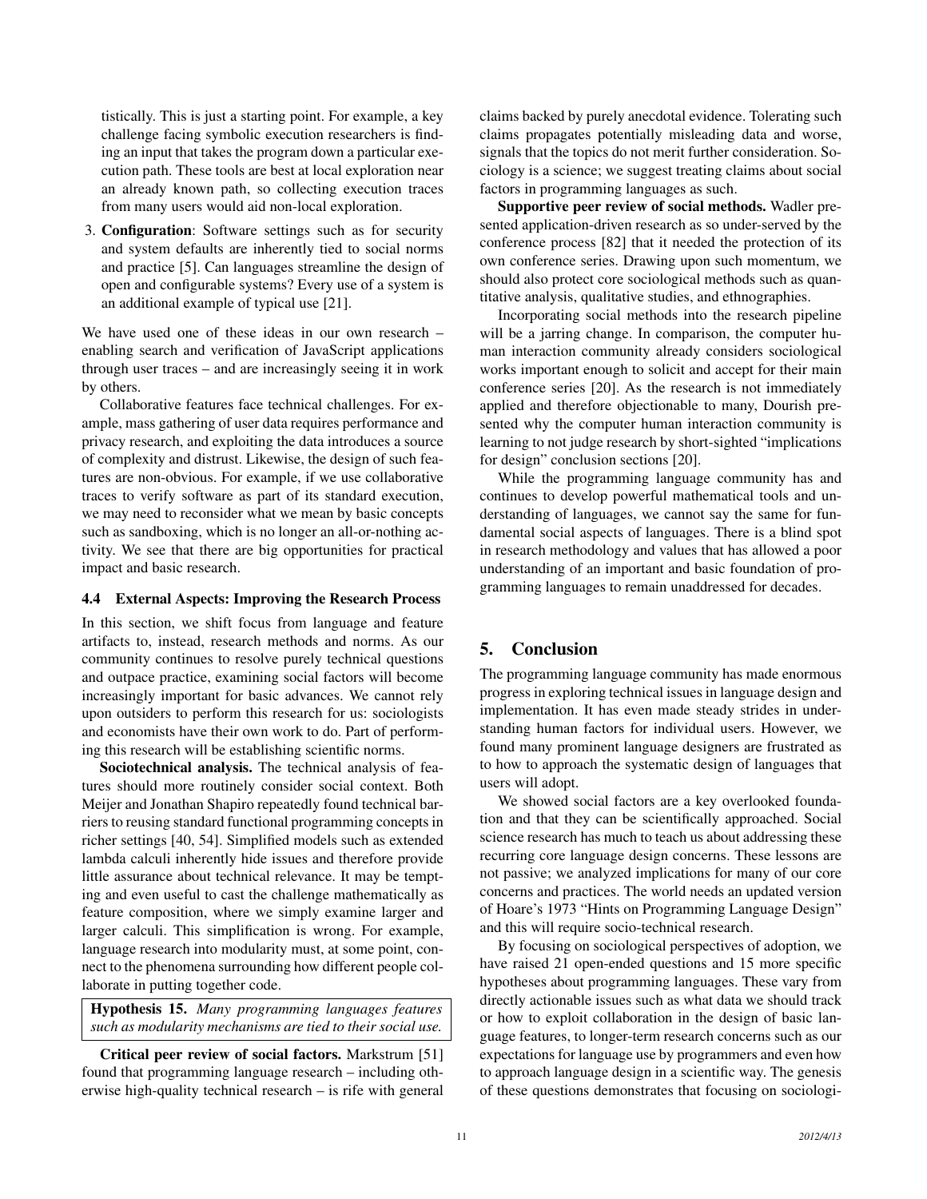tistically. This is just a starting point. For example, a key challenge facing symbolic execution researchers is finding an input that takes the program down a particular execution path. These tools are best at local exploration near an already known path, so collecting execution traces from many users would aid non-local exploration.

3. **Configuration**: Software settings such as for security and system defaults are inherently tied to social norms and practice [5]. Can languages streamline the design of open and configurable systems? Every use of a system is an additional example of typical use [21].

We have used one of these ideas in our own research – enabling search and verification of JavaScript applications through user traces – and are increasingly seeing it in work by others.

Collaborative features face technical challenges. For example, mass gathering of user data requires performance and privacy research, and exploiting the data introduces a source of complexity and distrust. Likewise, the design of such features are non-obvious. For example, if we use collaborative traces to verify software as part of its standard execution, we may need to reconsider what we mean by basic concepts such as sandboxing, which is no longer an all-or-nothing activity. We see that there are big opportunities for practical impact and basic research.

### 4.4 External Aspects: Improving the Research Process

In this section, we shift focus from language and feature artifacts to, instead, research methods and norms. As our community continues to resolve purely technical questions and outpace practice, examining social factors will become increasingly important for basic advances. We cannot rely upon outsiders to perform this research for us: sociologists and economists have their own work to do. Part of performing this research will be establishing scientific norms.

**Sociotechnical analysis.** The technical analysis of features should more routinely consider social context. Both Meijer and Jonathan Shapiro repeatedly found technical barriers to reusing standard functional programming concepts in richer settings [40, 54]. Simplified models such as extended lambda calculi inherently hide issues and therefore provide little assurance about technical relevance. It may be tempting and even useful to cast the challenge mathematically as feature composition, where we simply examine larger and larger calculi. This simplification is wrong. For example, language research into modularity must, at some point, connect to the phenomena surrounding how different people collaborate in putting together code.

**Hypothesis 15.** *Many programming languages features such as modularity mechanisms are tied to their social use.*

**Critical peer review of social factors.** Markstrum [51] found that programming language research – including otherwise high-quality technical research – is rife with general claims backed by purely anecdotal evidence. Tolerating such claims propagates potentially misleading data and worse, signals that the topics do not merit further consideration. Sociology is a science; we suggest treating claims about social factors in programming languages as such.

**Supportive peer review of social methods.** Wadler presented application-driven research as so under-served by the conference process [82] that it needed the protection of its own conference series. Drawing upon such momentum, we should also protect core sociological methods such as quantitative analysis, qualitative studies, and ethnographies.

Incorporating social methods into the research pipeline will be a jarring change. In comparison, the computer human interaction community already considers sociological works important enough to solicit and accept for their main conference series [20]. As the research is not immediately applied and therefore objectionable to many, Dourish presented why the computer human interaction community is learning to not judge research by short-sighted "implications for design" conclusion sections [20].

While the programming language community has and continues to develop powerful mathematical tools and understanding of languages, we cannot say the same for fundamental social aspects of languages. There is a blind spot in research methodology and values that has allowed a poor understanding of an important and basic foundation of programming languages to remain unaddressed for decades.

## 5. Conclusion

The programming language community has made enormous progress in exploring technical issues in language design and implementation. It has even made steady strides in understanding human factors for individual users. However, we found many prominent language designers are frustrated as to how to approach the systematic design of languages that users will adopt.

We showed social factors are a key overlooked foundation and that they can be scientifically approached. Social science research has much to teach us about addressing these recurring core language design concerns. These lessons are not passive; we analyzed implications for many of our core concerns and practices. The world needs an updated version of Hoare's 1973 "Hints on Programming Language Design" and this will require socio-technical research.

By focusing on sociological perspectives of adoption, we have raised 21 open-ended questions and 15 more specific hypotheses about programming languages. These vary from directly actionable issues such as what data we should track or how to exploit collaboration in the design of basic language features, to longer-term research concerns such as our expectations for language use by programmers and even how to approach language design in a scientific way. The genesis of these questions demonstrates that focusing on sociologi-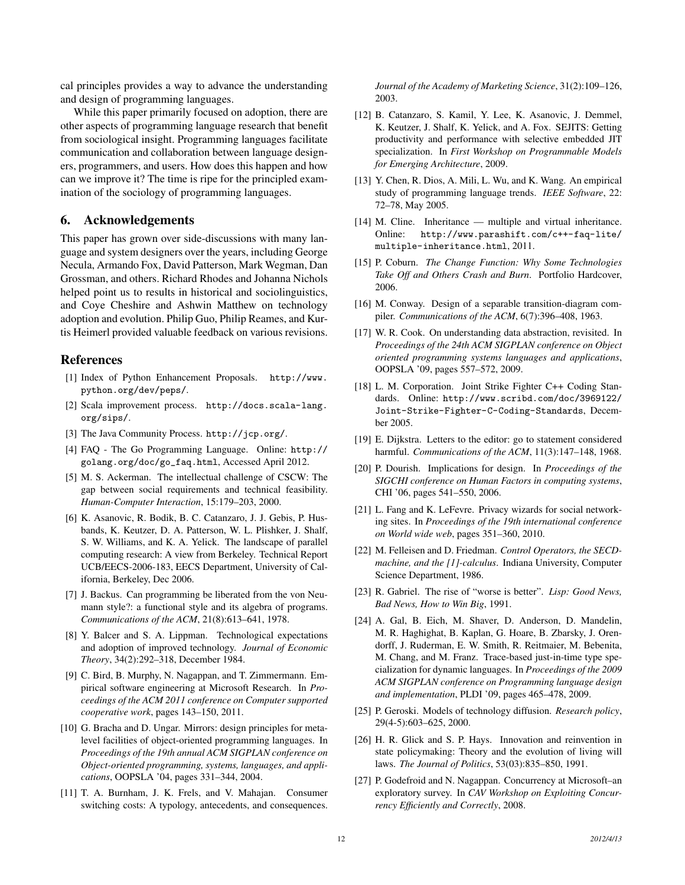cal principles provides a way to advance the understanding and design of programming languages.

While this paper primarily focused on adoption, there are other aspects of programming language research that benefit from sociological insight. Programming languages facilitate communication and collaboration between language designers, programmers, and users. How does this happen and how can we improve it? The time is ripe for the principled examination of the sociology of programming languages.

## 6. Acknowledgements

This paper has grown over side-discussions with many language and system designers over the years, including George Necula, Armando Fox, David Patterson, Mark Wegman, Dan Grossman, and others. Richard Rhodes and Johanna Nichols helped point us to results in historical and sociolinguistics, and Coye Cheshire and Ashwin Matthew on technology adoption and evolution. Philip Guo, Philip Reames, and Kurtis Heimerl provided valuable feedback on various revisions.

## References

[1] Index of Python Enhancement Proposals. `http://www.python.org/dev/peps/`.

[2] Scala improvement process. `http://docs.scala-lang.org/sips/`.

[3] The Java Community Process. `http://jcp.org/`.

[4] FAQ - The Go Programming Language. Online: `http://golang.org/doc/go_faq.html`, Accessed April 2012.

[5] M. S. Ackerman. The intellectual challenge of CSCW: The gap between social requirements and technical feasibility. *Human-Computer Interaction*, 15:179–203, 2000.

[6] K. Asanovic, R. Bodik, B. C. Catanzaro, J. J. Gebis, P. Husbands, K. Keutzer, D. A. Patterson, W. L. Plishker, J. Shalf, S. W. Williams, and K. A. Yelick. The landscape of parallel computing research: A view from Berkeley. Technical Report UCB/EECS-2006-183, EECS Department, University of California, Berkeley, Dec 2006.

[7] J. Backus. Can programming be liberated from the von Neumann style?: a functional style and its algebra of programs. *Communications of the ACM*, 21(8):613–641, 1978.

[8] Y. Balcer and S. A. Lippman. Technological expectations and adoption of improved technology. *Journal of Economic Theory*, 34(2):292–318, December 1984.

[9] C. Bird, B. Murphy, N. Nagappan, and T. Zimmermann. Empirical software engineering at Microsoft Research. In *Proceedings of the ACM 2011 conference on Computer supported cooperative work*, pages 143–150, 2011.

[10] G. Bracha and D. Ungar. Mirrors: design principles for meta-level facilities of object-oriented programming languages. In *Proceedings of the 19th annual ACM SIGPLAN conference on Object-oriented programming, systems, languages, and applications*, OOPSLA '04, pages 331–344, 2004.

[11] T. A. Burnham, J. K. Frels, and V. Mahajan. Consumer switching costs: A typology, antecedents, and consequences. *Journal of the Academy of Marketing Science*, 31(2):109–126, 2003.

[12] B. Catanzaro, S. Kamil, Y. Lee, K. Asanovic, J. Demmel, K. Keutzer, J. Shalf, K. Yelick, and A. Fox. SEJITS: Getting productivity and performance with selective embedded JIT specialization. In *First Workshop on Programmable Models for Emerging Architecture*, 2009.

[13] Y. Chen, R. Dios, A. Mili, L. Wu, and K. Wang. An empirical study of programming language trends. *IEEE Software*, 22: 72–78, May 2005.

[14] M. Cline. Inheritance — multiple and virtual inheritance. Online: `http://www.parashift.com/c++-faq-lite/multiple-inheritance.html`, 2011.

[15] P. Coburn. *The Change Function: Why Some Technologies Take Off and Others Crash and Burn*. Portfolio Hardcover, 2006.

[16] M. Conway. Design of a separable transition-diagram compiler. *Communications of the ACM*, 6(7):396–408, 1963.

[17] W. R. Cook. On understanding data abstraction, revisited. In *Proceedings of the 24th ACM SIGPLAN conference on Object oriented programming systems languages and applications*, OOPSLA '09, pages 557–572, 2009.

[18] L. M. Corporation. Joint Strike Fighter C++ Coding Standards. Online: `http://www.scribd.com/doc/3969122/Joint-Strike-Fighter-C-Coding-Standards`, December 2005.

[19] E. Dijkstra. Letters to the editor: go to statement considered harmful. *Communications of the ACM*, 11(3):147–148, 1968.

[20] P. Dourish. Implications for design. In *Proceedings of the SIGCHI conference on Human Factors in computing systems*, CHI '06, pages 541–550, 2006.

[21] L. Fang and K. LeFevre. Privacy wizards for social networking sites. In *Proceedings of the 19th international conference on World wide web*, pages 351–360, 2010.

[22] M. Felleisen and D. Friedman. *Control Operators, the SECD-machine, and the [1]-calculus*. Indiana University, Computer Science Department, 1986.

[23] R. Gabriel. The rise of "worse is better". *Lisp: Good News, Bad News, How to Win Big*, 1991.

[24] A. Gal, B. Eich, M. Shaver, D. Anderson, D. Mandelin, M. R. Haghighat, B. Kaplan, G. Hoare, B. Zbarsky, J. Orendorff, J. Ruderman, E. W. Smith, R. Reitmaier, M. Bebenita, M. Chang, and M. Franz. Trace-based just-in-time type specialization for dynamic languages. In *Proceedings of the 2009 ACM SIGPLAN conference on Programming language design and implementation*, PLDI '09, pages 465–478, 2009.

[25] P. Geroski. Models of technology diffusion. *Research policy*, 29(4-5):603–625, 2000.

[26] H. R. Glick and S. P. Hays. Innovation and reinvention in state policymaking: Theory and the evolution of living will laws. *The Journal of Politics*, 53(03):835–850, 1991.

[27] P. Godefroid and N. Nagappan. Concurrency at Microsoft–an exploratory survey. In *CAV Workshop on Exploiting Concurrency Efficiently and Correctly*, 2008.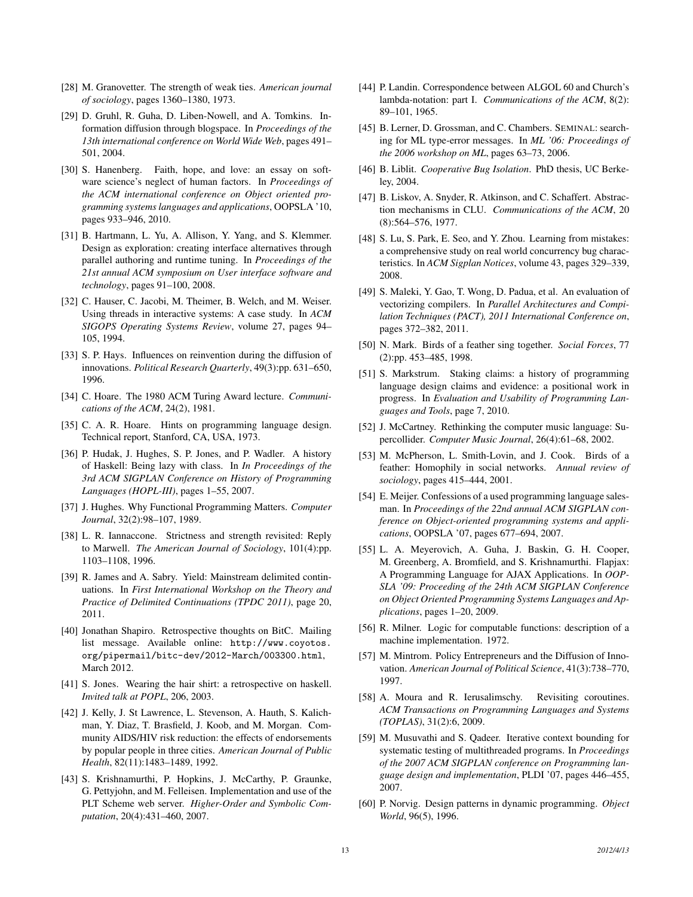[28] M. Granovetter. The strength of weak ties. *American journal of sociology*, pages 1360–1380, 1973.

[29] D. Gruhl, R. Guha, D. Liben-Nowell, and A. Tomkins. Information diffusion through blogspace. In *Proceedings of the 13th international conference on World Wide Web*, pages 491–501, 2004.

[30] S. Hanenberg. Faith, hope, and love: an essay on software science's neglect of human factors. In *Proceedings of the ACM international conference on Object oriented programming systems languages and applications*, OOPSLA '10, pages 933–946, 2010.

[31] B. Hartmann, L. Yu, A. Allison, Y. Yang, and S. Klemmer. Design as exploration: creating interface alternatives through parallel authoring and runtime tuning. In *Proceedings of the 21st annual ACM symposium on User interface software and technology*, pages 91–100, 2008.

[32] C. Hauser, C. Jacobi, M. Theimer, B. Welch, and M. Weiser. Using threads in interactive systems: A case study. In *ACM SIGOPS Operating Systems Review*, volume 27, pages 94–105, 1994.

[33] S. P. Hays. Influences on reinvention during the diffusion of innovations. *Political Research Quarterly*, 49(3):pp. 631–650, 1996.

[34] C. Hoare. The 1980 ACM Turing Award lecture. *Communications of the ACM*, 24(2), 1981.

[35] C. A. R. Hoare. Hints on programming language design. Technical report, Stanford, CA, USA, 1973.

[36] P. Hudak, J. Hughes, S. P. Jones, and P. Wadler. A history of Haskell: Being lazy with class. In *In Proceedings of the 3rd ACM SIGPLAN Conference on History of Programming Languages (HOPL-III)*, pages 1–55, 2007.

[37] J. Hughes. Why Functional Programming Matters. *Computer Journal*, 32(2):98–107, 1989.

[38] L. R. Iannaccone. Strictness and strength revisited: Reply to Marwell. *The American Journal of Sociology*, 101(4):pp. 1103–1108, 1996.

[39] R. James and A. Sabry. Yield: Mainstream delimited continuations. In *First International Workshop on the Theory and Practice of Delimited Continuations (TPDC 2011)*, page 20, 2011.

[40] Jonathan Shapiro. Retrospective thoughts on BitC. Mailing list message. Available online: `http://www.coyotos.org/pipermail/bitc-dev/2012-March/003300.html`, March 2012.

[41] S. Jones. Wearing the hair shirt: a retrospective on haskell. *Invited talk at POPL*, 206, 2003.

[42] J. Kelly, J. St Lawrence, L. Stevenson, A. Hauth, S. Kalichman, Y. Diaz, T. Brasfield, J. Koob, and M. Morgan. Community AIDS/HIV risk reduction: the effects of endorsements by popular people in three cities. *American Journal of Public Health*, 82(11):1483–1489, 1992.

[43] S. Krishnamurthi, P. Hopkins, J. McCarthy, P. Graunke, G. Pettyjohn, and M. Felleisen. Implementation and use of the PLT Scheme web server. *Higher-Order and Symbolic Computation*, 20(4):431–460, 2007.

[44] P. Landin. Correspondence between ALGOL 60 and Church's lambda-notation: part I. *Communications of the ACM*, 8(2): 89–101, 1965.

[45] B. Lerner, D. Grossman, and C. Chambers. SEMINAL: searching for ML type-error messages. In *ML '06: Proceedings of the 2006 workshop on ML*, pages 63–73, 2006.

[46] B. Liblit. *Cooperative Bug Isolation*. PhD thesis, UC Berkeley, 2004.

[47] B. Liskov, A. Snyder, R. Atkinson, and C. Schaffert. Abstraction mechanisms in CLU. *Communications of the ACM*, 20 (8):564–576, 1977.

[48] S. Lu, S. Park, E. Seo, and Y. Zhou. Learning from mistakes: a comprehensive study on real world concurrency bug characteristics. In *ACM Sigplan Notices*, volume 43, pages 329–339, 2008.

[49] S. Maleki, Y. Gao, T. Wong, D. Padua, et al. An evaluation of vectorizing compilers. In *Parallel Architectures and Compilation Techniques (PACT), 2011 International Conference on*, pages 372–382, 2011.

[50] N. Mark. Birds of a feather sing together. *Social Forces*, 77 (2):pp. 453–485, 1998.

[51] S. Markstrum. Staking claims: a history of programming language design claims and evidence: a positional work in progress. In *Evaluation and Usability of Programming Languages and Tools*, page 7, 2010.

[52] J. McCartney. Rethinking the computer music language: Supercollider. *Computer Music Journal*, 26(4):61–68, 2002.

[53] M. McPherson, L. Smith-Lovin, and J. Cook. Birds of a feather: Homophily in social networks. *Annual review of sociology*, pages 415–444, 2001.

[54] E. Meijer. Confessions of a used programming language salesman. In *Proceedings of the 22nd annual ACM SIGPLAN conference on Object-oriented programming systems and applications*, OOPSLA '07, pages 677–694, 2007.

[55] L. A. Meyerovich, A. Guha, J. Baskin, G. H. Cooper, M. Greenberg, A. Bromfield, and S. Krishnamurthi. Flapjax: A Programming Language for AJAX Applications. In *OOPSLA '09: Proceeding of the 24th ACM SIGPLAN Conference on Object Oriented Programming Systems Languages and Applications*, pages 1–20, 2009.

[56] R. Milner. Logic for computable functions: description of a machine implementation. 1972.

[57] M. Mintrom. Policy Entrepreneurs and the Diffusion of Innovation. *American Journal of Political Science*, 41(3):738–770, 1997.

[58] A. Moura and R. Ierusalimschy. Revisiting coroutines. *ACM Transactions on Programming Languages and Systems (TOPLAS)*, 31(2):6, 2009.

[59] M. Musuvathi and S. Qadeer. Iterative context bounding for systematic testing of multithreaded programs. In *Proceedings of the 2007 ACM SIGPLAN conference on Programming language design and implementation*, PLDI '07, pages 446–455, 2007.

[60] P. Norvig. Design patterns in dynamic programming. *Object World*, 96(5), 1996.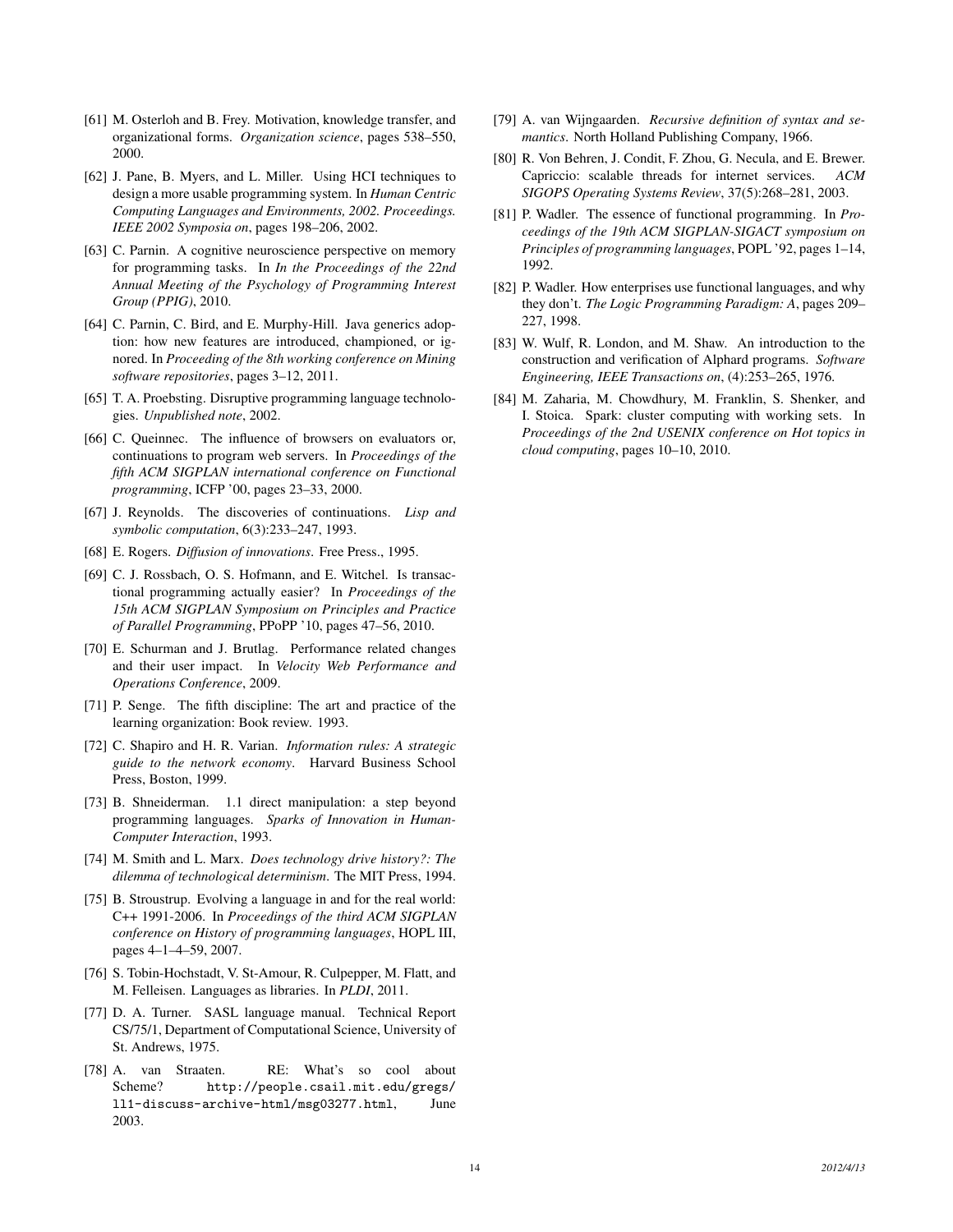[61] M. Osterloh and B. Frey. Motivation, knowledge transfer, and organizational forms. *Organization science*, pages 538–550, 2000.

[62] J. Pane, B. Myers, and L. Miller. Using HCI techniques to design a more usable programming system. In *Human Centric Computing Languages and Environments, 2002. Proceedings. IEEE 2002 Symposia on*, pages 198–206, 2002.

[63] C. Parnin. A cognitive neuroscience perspective on memory for programming tasks. In *In the Proceedings of the 22nd Annual Meeting of the Psychology of Programming Interest Group (PPIG)*, 2010.

[64] C. Parnin, C. Bird, and E. Murphy-Hill. Java generics adoption: how new features are introduced, championed, or ignored. In *Proceeding of the 8th working conference on Mining software repositories*, pages 3–12, 2011.

[65] T. A. Proebsting. Disruptive programming language technologies. *Unpublished note*, 2002.

[66] C. Queinnec. The influence of browsers on evaluators or, continuations to program web servers. In *Proceedings of the fifth ACM SIGPLAN international conference on Functional programming*, ICFP '00, pages 23–33, 2000.

[67] J. Reynolds. The discoveries of continuations. *Lisp and symbolic computation*, 6(3):233–247, 1993.

[68] E. Rogers. *Diffusion of innovations*. Free Press., 1995.

[69] C. J. Rossbach, O. S. Hofmann, and E. Witchel. Is transactional programming actually easier? In *Proceedings of the 15th ACM SIGPLAN Symposium on Principles and Practice of Parallel Programming*, PPoPP '10, pages 47–56, 2010.

[70] E. Schurman and J. Brutlag. Performance related changes and their user impact. In *Velocity Web Performance and Operations Conference*, 2009.

[71] P. Senge. The fifth discipline: The art and practice of the learning organization: Book review. 1993.

[72] C. Shapiro and H. R. Varian. *Information rules: A strategic guide to the network economy*. Harvard Business School Press, Boston, 1999.

[73] B. Shneiderman. 1.1 direct manipulation: a step beyond programming languages. *Sparks of Innovation in Human-Computer Interaction*, 1993.

[74] M. Smith and L. Marx. *Does technology drive history?: The dilemma of technological determinism*. The MIT Press, 1994.

[75] B. Stroustrup. Evolving a language in and for the real world: C++ 1991-2006. In *Proceedings of the third ACM SIGPLAN conference on History of programming languages*, HOPL III, pages 4–1–4–59, 2007.

[76] S. Tobin-Hochstadt, V. St-Amour, R. Culpepper, M. Flatt, and M. Felleisen. Languages as libraries. In *PLDI*, 2011.

[77] D. A. Turner. SASL language manual. Technical Report CS/75/1, Department of Computational Science, University of St. Andrews, 1975.

[78] A. van Straaten. RE: What's so cool about Scheme? `http://people.csail.mit.edu/gregs/ll1-discuss-archive-html/msg03277.html`, June 2003.

[79] A. van Wijngaarden. *Recursive definition of syntax and semantics*. North Holland Publishing Company, 1966.

[80] R. Von Behren, J. Condit, F. Zhou, G. Necula, and E. Brewer. Capriccio: scalable threads for internet services. *ACM SIGOPS Operating Systems Review*, 37(5):268–281, 2003.

[81] P. Wadler. The essence of functional programming. In *Proceedings of the 19th ACM SIGPLAN-SIGACT symposium on Principles of programming languages*, POPL '92, pages 1–14, 1992.

[82] P. Wadler. How enterprises use functional languages, and why they don't. *The Logic Programming Paradigm: A*, pages 209–227, 1998.

[83] W. Wulf, R. London, and M. Shaw. An introduction to the construction and verification of Alphard programs. *Software Engineering, IEEE Transactions on*, (4):253–265, 1976.

[84] M. Zaharia, M. Chowdhury, M. Franklin, S. Shenker, and I. Stoica. Spark: cluster computing with working sets. In *Proceedings of the 2nd USENIX conference on Hot topics in cloud computing*, pages 10–10, 2010.